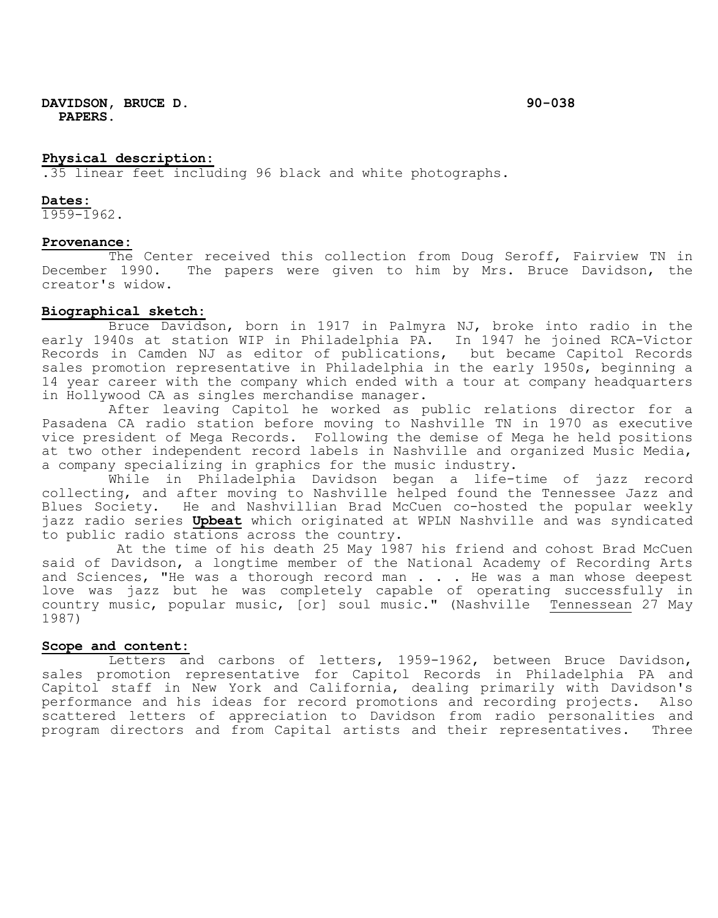**DAVIDSON, BRUCE D.** **90-038**
**PAPERS.**

**Physical description:**
.35 linear feet including 96 black and white photographs.

**Dates:**
1959-1962.

**Provenance:**
The Center received this collection from Doug Seroff, Fairview TN in December 1990. The papers were given to him by Mrs. Bruce Davidson, the creator's widow.

**Biographical sketch:**
Bruce Davidson, born in 1917 in Palmyra NJ, broke into radio in the early 1940s at station WIP in Philadelphia PA. In 1947 he joined RCA-Victor Records in Camden NJ as editor of publications, but became Capitol Records sales promotion representative in Philadelphia in the early 1950s, beginning a 14 year career with the company which ended with a tour at company headquarters in Hollywood CA as singles merchandise manager.

After leaving Capitol he worked as public relations director for a Pasadena CA radio station before moving to Nashville TN in 1970 as executive vice president of Mega Records. Following the demise of Mega he held positions at two other independent record labels in Nashville and organized Music Media, a company specializing in graphics for the music industry.

While in Philadelphia Davidson began a life-time of jazz record collecting, and after moving to Nashville helped found the Tennessee Jazz and Blues Society. He and Nashvillian Brad McCuen co-hosted the popular weekly jazz radio series **Upbeat** which originated at WPLN Nashville and was syndicated to public radio stations across the country.

At the time of his death 25 May 1987 his friend and cohost Brad McCuen said of Davidson, a longtime member of the National Academy of Recording Arts and Sciences, "He was a thorough record man . . . He was a man whose deepest love was jazz but he was completely capable of operating successfully in country music, popular music, [or] soul music." (Nashville Tennessean 27 May 1987)

**Scope and content:**
Letters and carbons of letters, 1959-1962, between Bruce Davidson, sales promotion representative for Capitol Records in Philadelphia PA and Capitol staff in New York and California, dealing primarily with Davidson's performance and his ideas for record promotions and recording projects. Also scattered letters of appreciation to Davidson from radio personalities and program directors and from Capital artists and their representatives. Three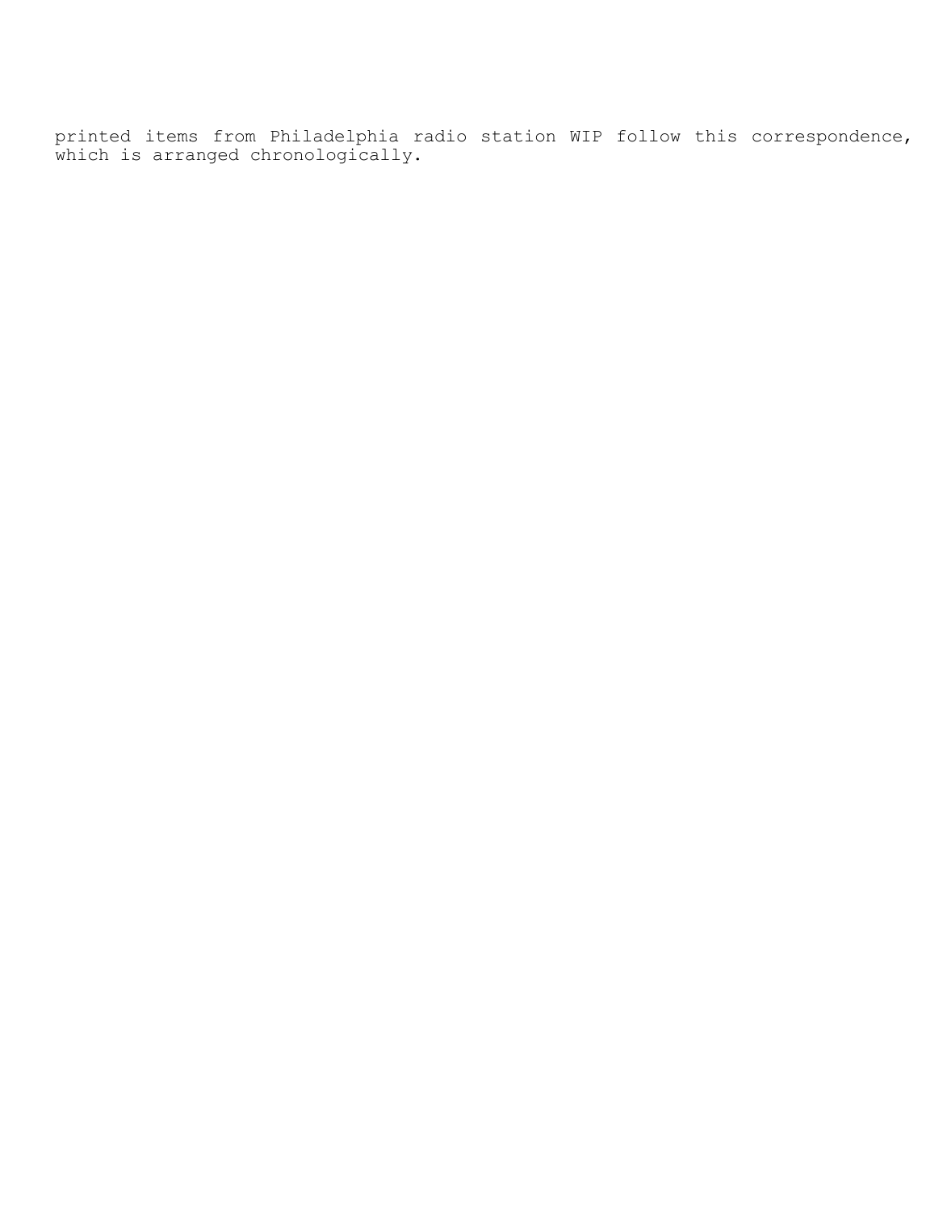printed items from Philadelphia radio station WIP follow this correspondence, which is arranged chronologically.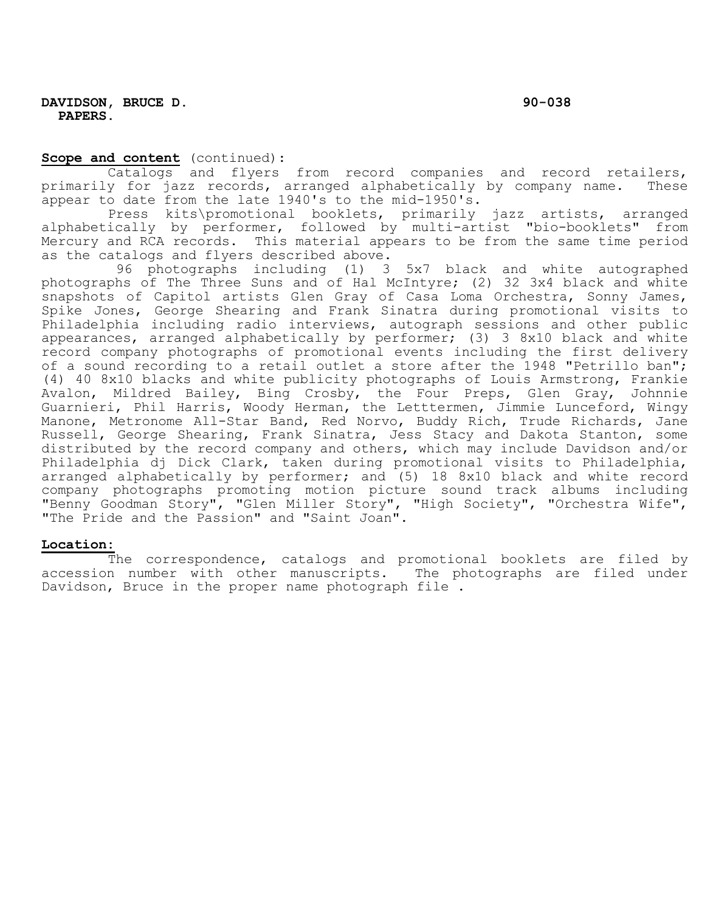**DAVIDSON, BRUCE D.** **90-038**
**PAPERS.**

**Scope and content** (continued):

Catalogs and flyers from record companies and record retailers, primarily for jazz records, arranged alphabetically by company name. These appear to date from the late 1940's to the mid-1950's.

Press kits\promotional booklets, primarily jazz artists, arranged alphabetically by performer, followed by multi-artist "bio-booklets" from Mercury and RCA records. This material appears to be from the same time period as the catalogs and flyers described above.

96 photographs including (1) 3 5x7 black and white autographed photographs of The Three Suns and of Hal McIntyre; (2) 32 3x4 black and white snapshots of Capitol artists Glen Gray of Casa Loma Orchestra, Sonny James, Spike Jones, George Shearing and Frank Sinatra during promotional visits to Philadelphia including radio interviews, autograph sessions and other public appearances, arranged alphabetically by performer; (3) 3 8x10 black and white record company photographs of promotional events including the first delivery of a sound recording to a retail outlet a store after the 1948 "Petrillo ban"; (4) 40 8x10 blacks and white publicity photographs of Louis Armstrong, Frankie Avalon, Mildred Bailey, Bing Crosby, the Four Preps, Glen Gray, Johnnie Guarnieri, Phil Harris, Woody Herman, the Letttermen, Jimmie Lunceford, Wingy Manone, Metronome All-Star Band, Red Norvo, Buddy Rich, Trude Richards, Jane Russell, George Shearing, Frank Sinatra, Jess Stacy and Dakota Stanton, some distributed by the record company and others, which may include Davidson and/or Philadelphia dj Dick Clark, taken during promotional visits to Philadelphia, arranged alphabetically by performer; and (5) 18 8x10 black and white record company photographs promoting motion picture sound track albums including "Benny Goodman Story", "Glen Miller Story", "High Society", "Orchestra Wife", "The Pride and the Passion" and "Saint Joan".

**Location:**

The correspondence, catalogs and promotional booklets are filed by accession number with other manuscripts. The photographs are filed under Davidson, Bruce in the proper name photograph file .